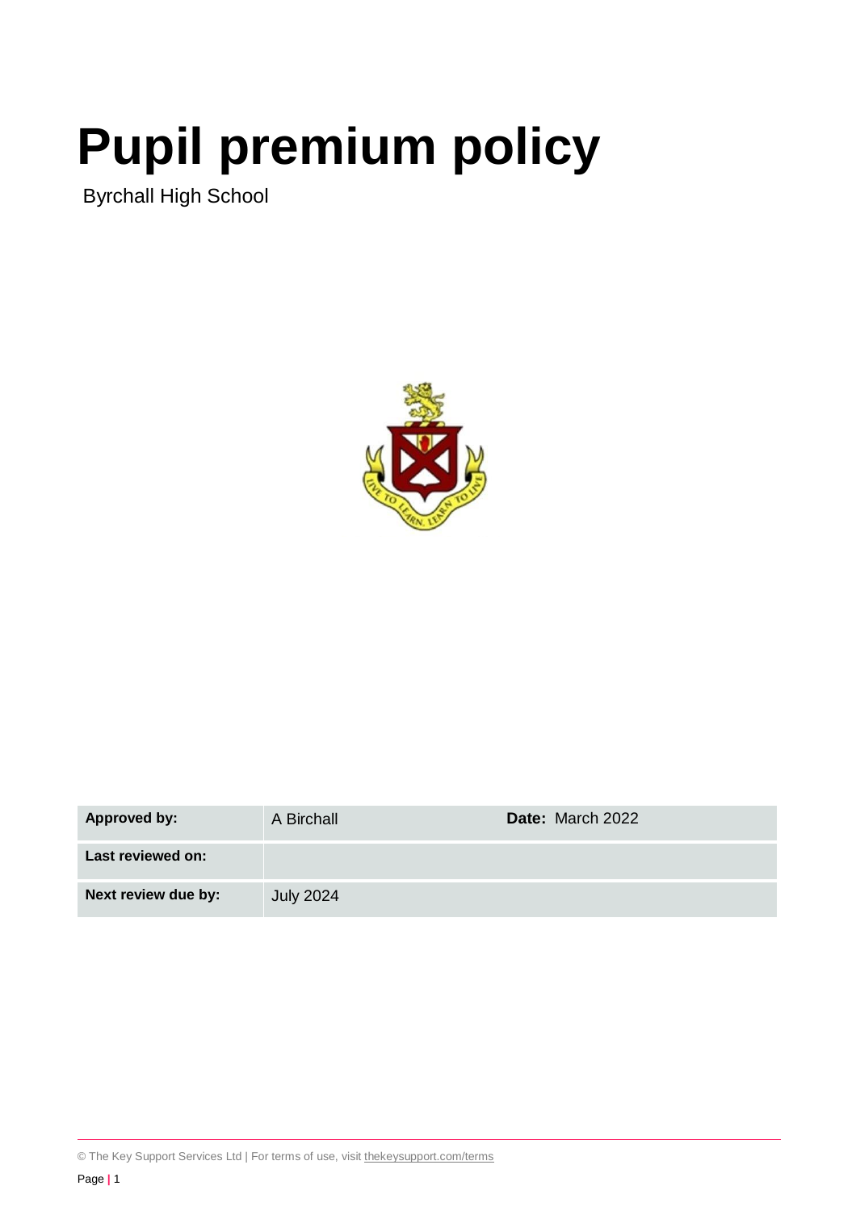# Pupil premium policy

Byrchall High School

| **Approved by:** | A Birchall | **Date:** March 2022 |
|---|---|---|
| **Last reviewed on:** | | |
| **Next review due by:** | July 2024 | |

© The Key Support Services Ltd | For terms of use, visit thekeysupport.com/terms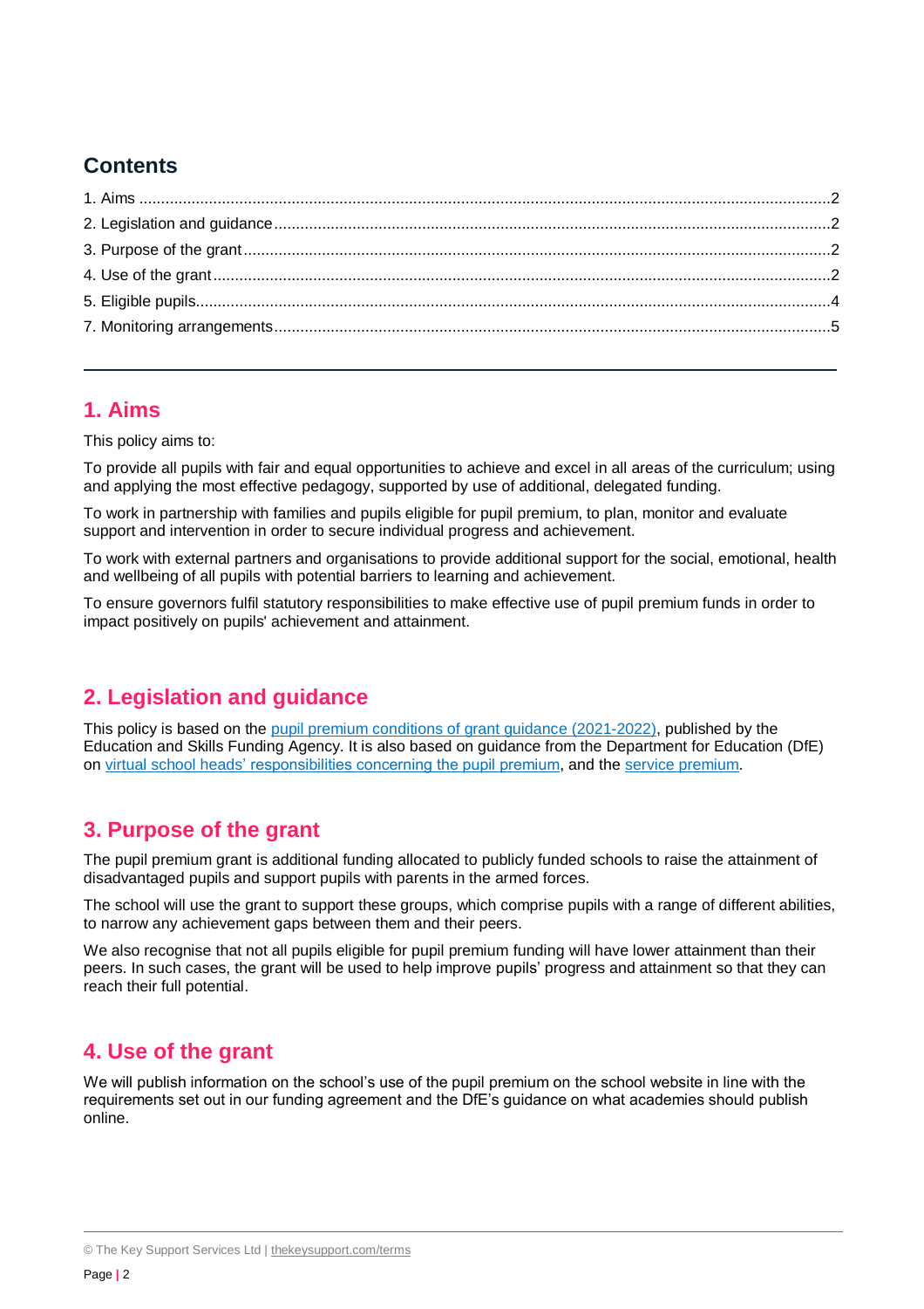## Contents

1. Aims .....2
2. Legislation and guidance .....2
3. Purpose of the grant .....2
4. Use of the grant .....2
5. Eligible pupils .....4
7. Monitoring arrangements .....5

---

## 1. Aims

This policy aims to:

To provide all pupils with fair and equal opportunities to achieve and excel in all areas of the curriculum; using and applying the most effective pedagogy, supported by use of additional, delegated funding.

To work in partnership with families and pupils eligible for pupil premium, to plan, monitor and evaluate support and intervention in order to secure individual progress and achievement.

To work with external partners and organisations to provide additional support for the social, emotional, health and wellbeing of all pupils with potential barriers to learning and achievement.

To ensure governors fulfil statutory responsibilities to make effective use of pupil premium funds in order to impact positively on pupils' achievement and attainment.

## 2. Legislation and guidance

This policy is based on the pupil premium conditions of grant guidance (2021-2022), published by the Education and Skills Funding Agency. It is also based on guidance from the Department for Education (DfE) on virtual school heads' responsibilities concerning the pupil premium, and the service premium.

## 3. Purpose of the grant

The pupil premium grant is additional funding allocated to publicly funded schools to raise the attainment of disadvantaged pupils and support pupils with parents in the armed forces.

The school will use the grant to support these groups, which comprise pupils with a range of different abilities, to narrow any achievement gaps between them and their peers.

We also recognise that not all pupils eligible for pupil premium funding will have lower attainment than their peers. In such cases, the grant will be used to help improve pupils' progress and attainment so that they can reach their full potential.

## 4. Use of the grant

We will publish information on the school's use of the pupil premium on the school website in line with the requirements set out in our funding agreement and the DfE's guidance on what academies should publish online.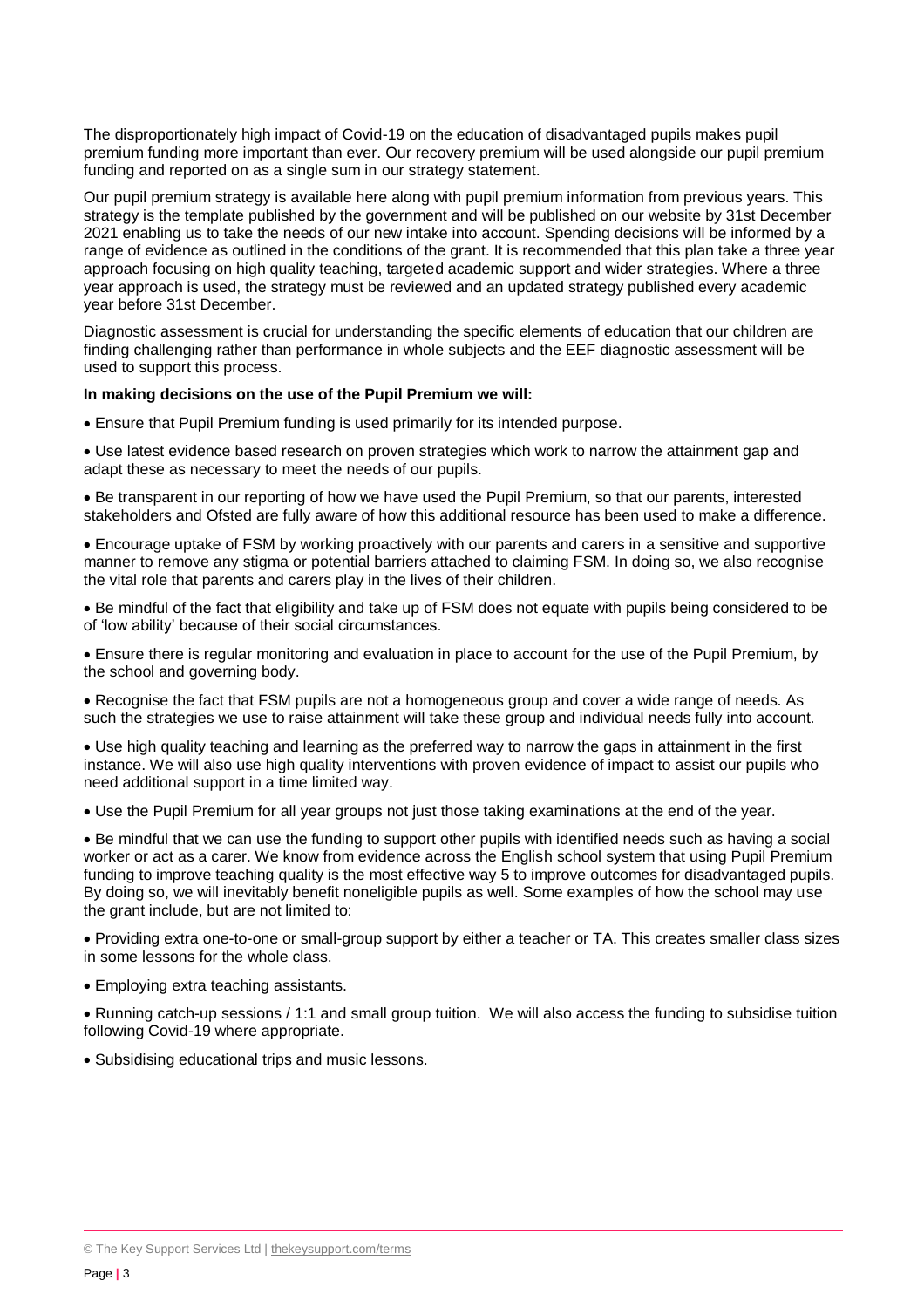The disproportionately high impact of Covid-19 on the education of disadvantaged pupils makes pupil premium funding more important than ever. Our recovery premium will be used alongside our pupil premium funding and reported on as a single sum in our strategy statement.

Our pupil premium strategy is available here along with pupil premium information from previous years. This strategy is the template published by the government and will be published on our website by 31st December 2021 enabling us to take the needs of our new intake into account. Spending decisions will be informed by a range of evidence as outlined in the conditions of the grant. It is recommended that this plan take a three year approach focusing on high quality teaching, targeted academic support and wider strategies. Where a three year approach is used, the strategy must be reviewed and an updated strategy published every academic year before 31st December.

Diagnostic assessment is crucial for understanding the specific elements of education that our children are finding challenging rather than performance in whole subjects and the EEF diagnostic assessment will be used to support this process.

**In making decisions on the use of the Pupil Premium we will:**

- Ensure that Pupil Premium funding is used primarily for its intended purpose.
- Use latest evidence based research on proven strategies which work to narrow the attainment gap and adapt these as necessary to meet the needs of our pupils.
- Be transparent in our reporting of how we have used the Pupil Premium, so that our parents, interested stakeholders and Ofsted are fully aware of how this additional resource has been used to make a difference.
- Encourage uptake of FSM by working proactively with our parents and carers in a sensitive and supportive manner to remove any stigma or potential barriers attached to claiming FSM. In doing so, we also recognise the vital role that parents and carers play in the lives of their children.
- Be mindful of the fact that eligibility and take up of FSM does not equate with pupils being considered to be of 'low ability' because of their social circumstances.
- Ensure there is regular monitoring and evaluation in place to account for the use of the Pupil Premium, by the school and governing body.
- Recognise the fact that FSM pupils are not a homogeneous group and cover a wide range of needs. As such the strategies we use to raise attainment will take these group and individual needs fully into account.
- Use high quality teaching and learning as the preferred way to narrow the gaps in attainment in the first instance. We will also use high quality interventions with proven evidence of impact to assist our pupils who need additional support in a time limited way.
- Use the Pupil Premium for all year groups not just those taking examinations at the end of the year.
- Be mindful that we can use the funding to support other pupils with identified needs such as having a social worker or act as a carer. We know from evidence across the English school system that using Pupil Premium funding to improve teaching quality is the most effective way 5 to improve outcomes for disadvantaged pupils. By doing so, we will inevitably benefit noneligible pupils as well. Some examples of how the school may use the grant include, but are not limited to:
- Providing extra one-to-one or small-group support by either a teacher or TA. This creates smaller class sizes in some lessons for the whole class.
- Employing extra teaching assistants.
- Running catch-up sessions / 1:1 and small group tuition. We will also access the funding to subsidise tuition following Covid-19 where appropriate.
- Subsidising educational trips and music lessons.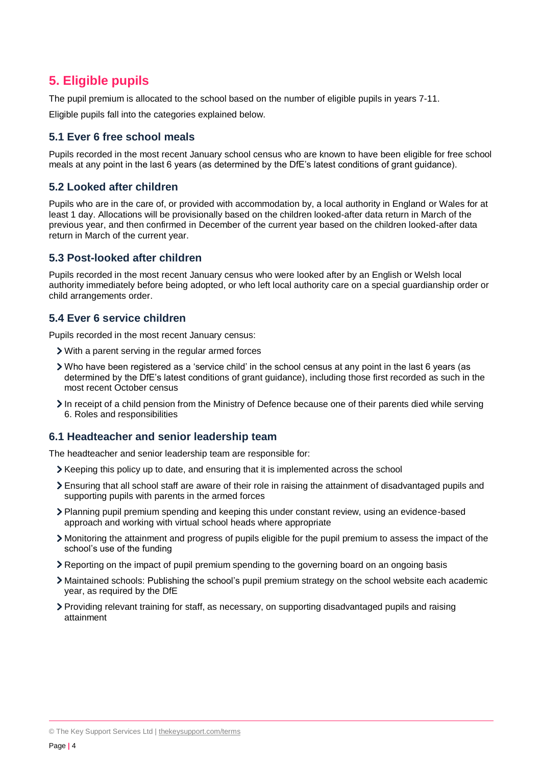## 5. Eligible pupils

The pupil premium is allocated to the school based on the number of eligible pupils in years 7-11.

Eligible pupils fall into the categories explained below.

### 5.1 Ever 6 free school meals

Pupils recorded in the most recent January school census who are known to have been eligible for free school meals at any point in the last 6 years (as determined by the DfE's latest conditions of grant guidance).

### 5.2 Looked after children

Pupils who are in the care of, or provided with accommodation by, a local authority in England or Wales for at least 1 day. Allocations will be provisionally based on the children looked-after data return in March of the previous year, and then confirmed in December of the current year based on the children looked-after data return in March of the current year.

### 5.3 Post-looked after children

Pupils recorded in the most recent January census who were looked after by an English or Welsh local authority immediately before being adopted, or who left local authority care on a special guardianship order or child arrangements order.

### 5.4 Ever 6 service children

Pupils recorded in the most recent January census:

- With a parent serving in the regular armed forces
- Who have been registered as a 'service child' in the school census at any point in the last 6 years (as determined by the DfE's latest conditions of grant guidance), including those first recorded as such in the most recent October census
- In receipt of a child pension from the Ministry of Defence because one of their parents died while serving
  6. Roles and responsibilities

### 6.1 Headteacher and senior leadership team

The headteacher and senior leadership team are responsible for:

- Keeping this policy up to date, and ensuring that it is implemented across the school
- Ensuring that all school staff are aware of their role in raising the attainment of disadvantaged pupils and supporting pupils with parents in the armed forces
- Planning pupil premium spending and keeping this under constant review, using an evidence-based approach and working with virtual school heads where appropriate
- Monitoring the attainment and progress of pupils eligible for the pupil premium to assess the impact of the school's use of the funding
- Reporting on the impact of pupil premium spending to the governing board on an ongoing basis
- Maintained schools: Publishing the school's pupil premium strategy on the school website each academic year, as required by the DfE
- Providing relevant training for staff, as necessary, on supporting disadvantaged pupils and raising attainment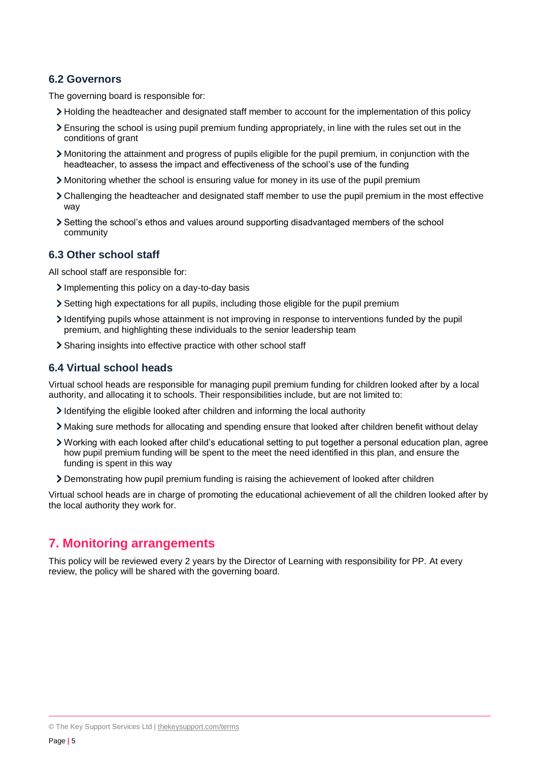### 6.2 Governors

The governing board is responsible for:

- Holding the headteacher and designated staff member to account for the implementation of this policy
- Ensuring the school is using pupil premium funding appropriately, in line with the rules set out in the conditions of grant
- Monitoring the attainment and progress of pupils eligible for the pupil premium, in conjunction with the headteacher, to assess the impact and effectiveness of the school's use of the funding
- Monitoring whether the school is ensuring value for money in its use of the pupil premium
- Challenging the headteacher and designated staff member to use the pupil premium in the most effective way
- Setting the school's ethos and values around supporting disadvantaged members of the school community

### 6.3 Other school staff

All school staff are responsible for:

- Implementing this policy on a day-to-day basis
- Setting high expectations for all pupils, including those eligible for the pupil premium
- Identifying pupils whose attainment is not improving in response to interventions funded by the pupil premium, and highlighting these individuals to the senior leadership team
- Sharing insights into effective practice with other school staff

### 6.4 Virtual school heads

Virtual school heads are responsible for managing pupil premium funding for children looked after by a local authority, and allocating it to schools. Their responsibilities include, but are not limited to:

- Identifying the eligible looked after children and informing the local authority
- Making sure methods for allocating and spending ensure that looked after children benefit without delay
- Working with each looked after child's educational setting to put together a personal education plan, agree how pupil premium funding will be spent to the meet the need identified in this plan, and ensure the funding is spent in this way
- Demonstrating how pupil premium funding is raising the achievement of looked after children

Virtual school heads are in charge of promoting the educational achievement of all the children looked after by the local authority they work for.

## 7. Monitoring arrangements

This policy will be reviewed every 2 years by the Director of Learning with responsibility for PP. At every review, the policy will be shared with the governing board.